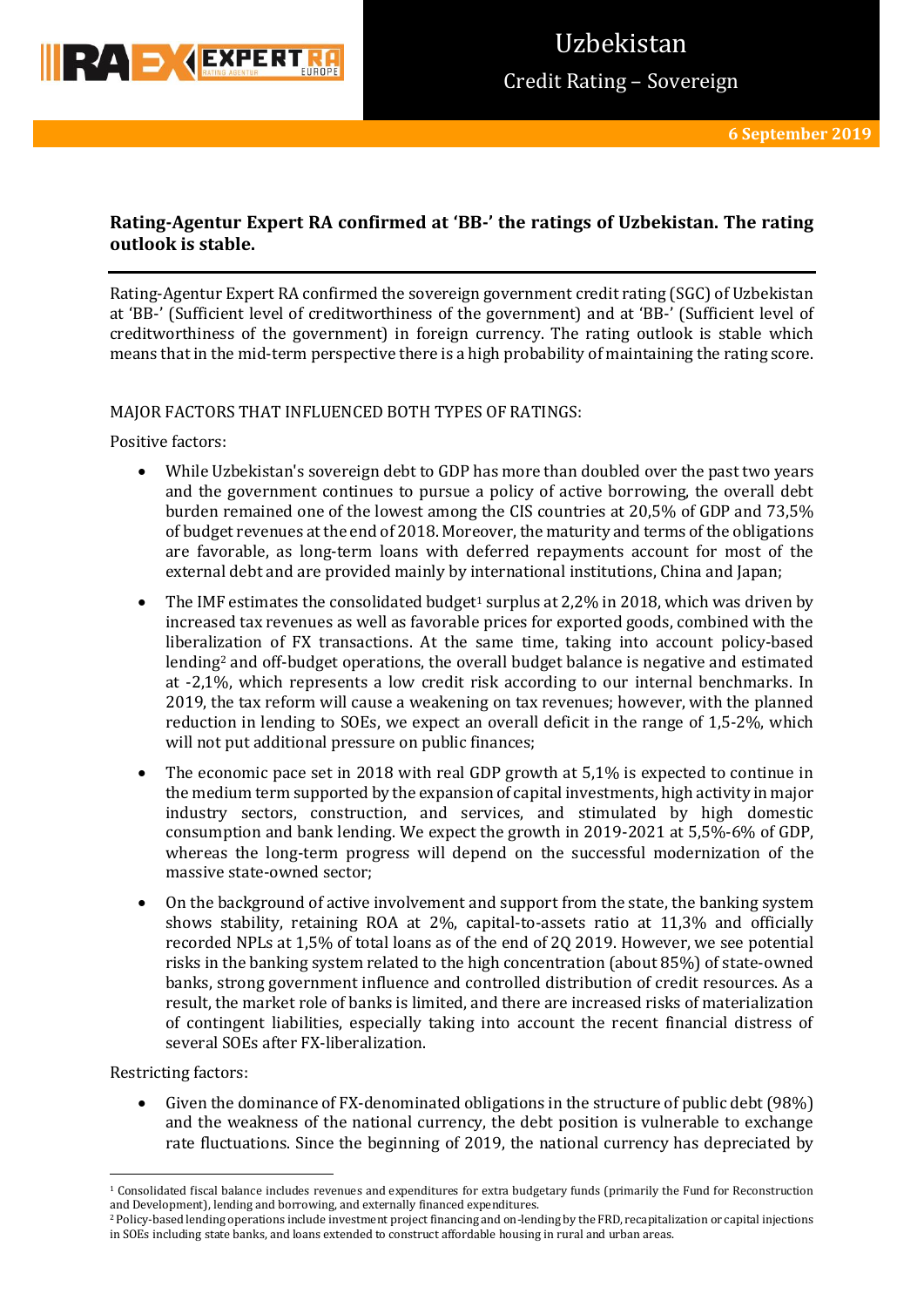# Uzbekistan

## Credit Rating – Sovereign

**6 September 2019**

**Rating-Agentur Expert RA confirmed at 'BB-' the ratings of Uzbekistan. The rating outlook is stable.**

Rating-Agentur Expert RA confirmed the sovereign government credit rating (SGC) of Uzbekistan at 'BB-' (Sufficient level of creditworthiness of the government) and at 'BB-' (Sufficient level of creditworthiness of the government) in foreign currency. The rating outlook is stable which means that in the mid-term perspective there is a high probability of maintaining the rating score.

MAJOR FACTORS THAT INFLUENCED BOTH TYPES OF RATINGS:

Positive factors:

- While Uzbekistan's sovereign debt to GDP has more than doubled over the past two years and the government continues to pursue a policy of active borrowing, the overall debt burden remained one of the lowest among the CIS countries at 20,5% of GDP and 73,5% of budget revenues at the end of 2018. Moreover, the maturity and terms of the obligations are favorable, as long-term loans with deferred repayments account for most of the external debt and are provided mainly by international institutions, China and Japan;
- The IMF estimates the consolidated budget[1] surplus at 2,2% in 2018, which was driven by increased tax revenues as well as favorable prices for exported goods, combined with the liberalization of FX transactions. At the same time, taking into account policy-based lending[2] and off-budget operations, the overall budget balance is negative and estimated at -2,1%, which represents a low credit risk according to our internal benchmarks. In 2019, the tax reform will cause a weakening on tax revenues; however, with the planned reduction in lending to SOEs, we expect an overall deficit in the range of 1,5-2%, which will not put additional pressure on public finances;
- The economic pace set in 2018 with real GDP growth at 5,1% is expected to continue in the medium term supported by the expansion of capital investments, high activity in major industry sectors, construction, and services, and stimulated by high domestic consumption and bank lending. We expect the growth in 2019-2021 at 5,5%-6% of GDP, whereas the long-term progress will depend on the successful modernization of the massive state-owned sector;
- On the background of active involvement and support from the state, the banking system shows stability, retaining ROA at 2%, capital-to-assets ratio at 11,3% and officially recorded NPLs at 1,5% of total loans as of the end of 2Q 2019. However, we see potential risks in the banking system related to the high concentration (about 85%) of state-owned banks, strong government influence and controlled distribution of credit resources. As a result, the market role of banks is limited, and there are increased risks of materialization of contingent liabilities, especially taking into account the recent financial distress of several SOEs after FX-liberalization.

Restricting factors:

- Given the dominance of FX-denominated obligations in the structure of public debt (98%) and the weakness of the national currency, the debt position is vulnerable to exchange rate fluctuations. Since the beginning of 2019, the national currency has depreciated by

---

[1] Consolidated fiscal balance includes revenues and expenditures for extra budgetary funds (primarily the Fund for Reconstruction and Development), lending and borrowing, and externally financed expenditures.

[2] Policy-based lending operations include investment project financing and on-lending by the FRD, recapitalization or capital injections in SOEs including state banks, and loans extended to construct affordable housing in rural and urban areas.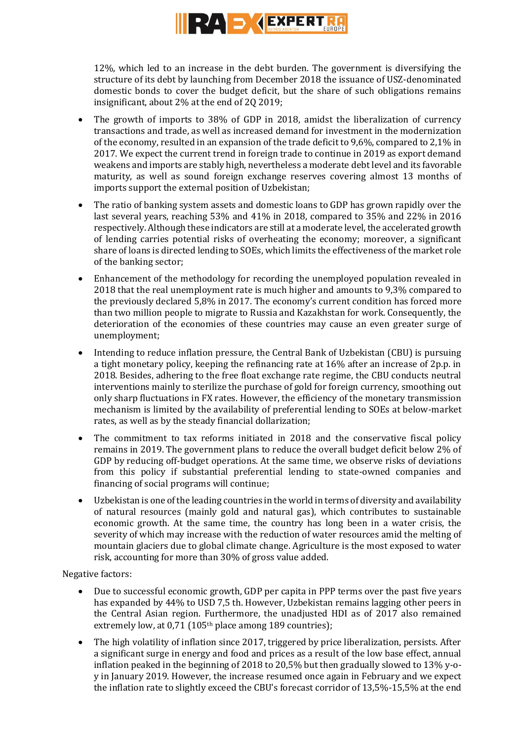12%, which led to an increase in the debt burden. The government is diversifying the structure of its debt by launching from December 2018 the issuance of USZ-denominated domestic bonds to cover the budget deficit, but the share of such obligations remains insignificant, about 2% at the end of 2Q 2019;

- The growth of imports to 38% of GDP in 2018, amidst the liberalization of currency transactions and trade, as well as increased demand for investment in the modernization of the economy, resulted in an expansion of the trade deficit to 9,6%, compared to 2,1% in 2017. We expect the current trend in foreign trade to continue in 2019 as export demand weakens and imports are stably high, nevertheless a moderate debt level and its favorable maturity, as well as sound foreign exchange reserves covering almost 13 months of imports support the external position of Uzbekistan;
- The ratio of banking system assets and domestic loans to GDP has grown rapidly over the last several years, reaching 53% and 41% in 2018, compared to 35% and 22% in 2016 respectively. Although these indicators are still at a moderate level, the accelerated growth of lending carries potential risks of overheating the economy; moreover, a significant share of loans is directed lending to SOEs, which limits the effectiveness of the market role of the banking sector;
- Enhancement of the methodology for recording the unemployed population revealed in 2018 that the real unemployment rate is much higher and amounts to 9,3% compared to the previously declared 5,8% in 2017. The economy's current condition has forced more than two million people to migrate to Russia and Kazakhstan for work. Consequently, the deterioration of the economies of these countries may cause an even greater surge of unemployment;
- Intending to reduce inflation pressure, the Central Bank of Uzbekistan (CBU) is pursuing a tight monetary policy, keeping the refinancing rate at 16% after an increase of 2p.p. in 2018. Besides, adhering to the free float exchange rate regime, the CBU conducts neutral interventions mainly to sterilize the purchase of gold for foreign currency, smoothing out only sharp fluctuations in FX rates. However, the efficiency of the monetary transmission mechanism is limited by the availability of preferential lending to SOEs at below-market rates, as well as by the steady financial dollarization;
- The commitment to tax reforms initiated in 2018 and the conservative fiscal policy remains in 2019. The government plans to reduce the overall budget deficit below 2% of GDP by reducing off-budget operations. At the same time, we observe risks of deviations from this policy if substantial preferential lending to state-owned companies and financing of social programs will continue;
- Uzbekistan is one of the leading countries in the world in terms of diversity and availability of natural resources (mainly gold and natural gas), which contributes to sustainable economic growth. At the same time, the country has long been in a water crisis, the severity of which may increase with the reduction of water resources amid the melting of mountain glaciers due to global climate change. Agriculture is the most exposed to water risk, accounting for more than 30% of gross value added.

Negative factors:

- Due to successful economic growth, GDP per capita in PPP terms over the past five years has expanded by 44% to USD 7,5 th. However, Uzbekistan remains lagging other peers in the Central Asian region. Furthermore, the unadjusted HDI as of 2017 also remained extremely low, at 0,71 (105th place among 189 countries);
- The high volatility of inflation since 2017, triggered by price liberalization, persists. After a significant surge in energy and food and prices as a result of the low base effect, annual inflation peaked in the beginning of 2018 to 20,5% but then gradually slowed to 13% y-o-y in January 2019. However, the increase resumed once again in February and we expect the inflation rate to slightly exceed the CBU's forecast corridor of 13,5%-15,5% at the end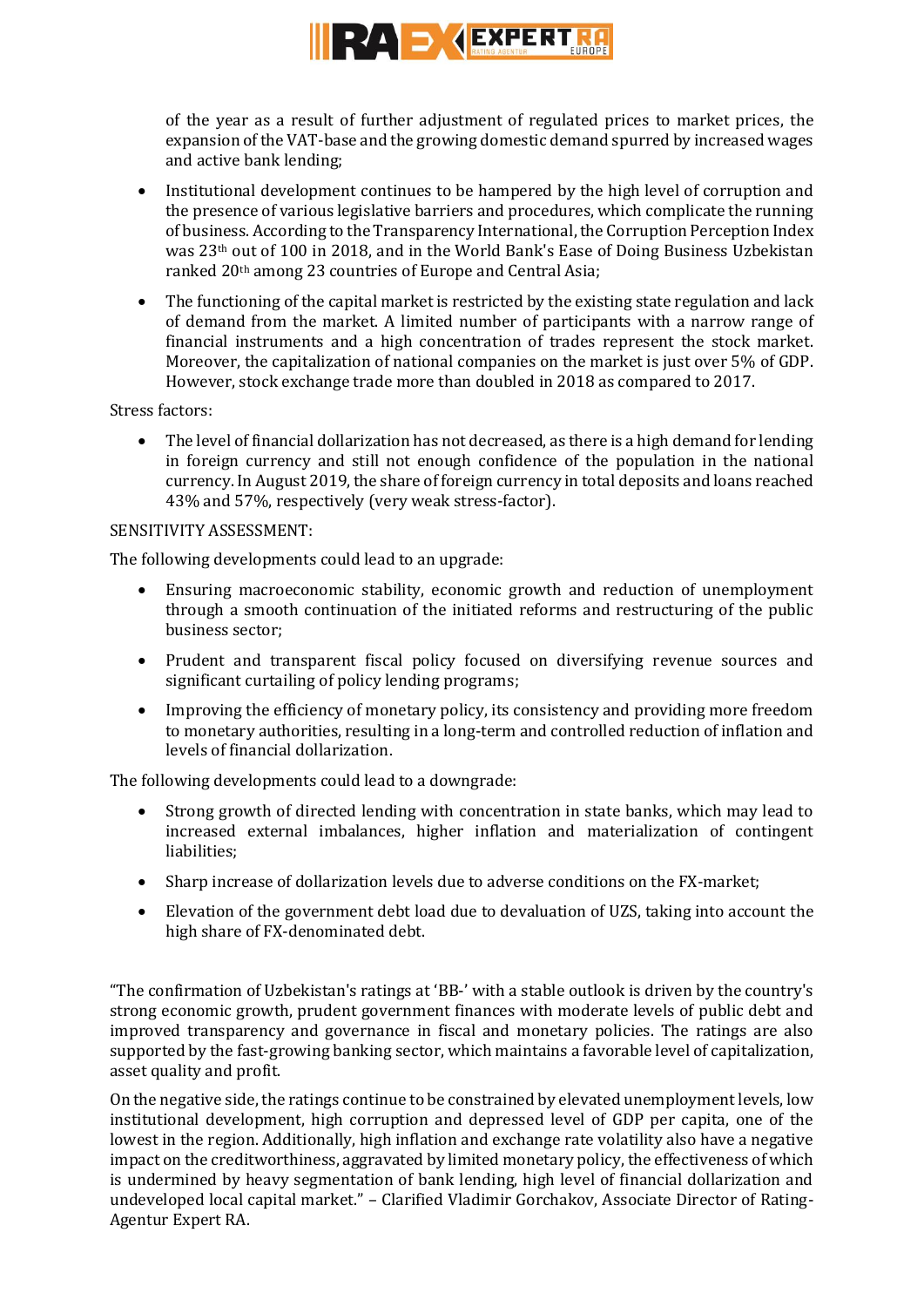of the year as a result of further adjustment of regulated prices to market prices, the expansion of the VAT-base and the growing domestic demand spurred by increased wages and active bank lending;

- Institutional development continues to be hampered by the high level of corruption and the presence of various legislative barriers and procedures, which complicate the running of business. According to the Transparency International, the Corruption Perception Index was 23th out of 100 in 2018, and in the World Bank's Ease of Doing Business Uzbekistan ranked 20th among 23 countries of Europe and Central Asia;
- The functioning of the capital market is restricted by the existing state regulation and lack of demand from the market. A limited number of participants with a narrow range of financial instruments and a high concentration of trades represent the stock market. Moreover, the capitalization of national companies on the market is just over 5% of GDP. However, stock exchange trade more than doubled in 2018 as compared to 2017.

Stress factors:

- The level of financial dollarization has not decreased, as there is a high demand for lending in foreign currency and still not enough confidence of the population in the national currency. In August 2019, the share of foreign currency in total deposits and loans reached 43% and 57%, respectively (very weak stress-factor).

SENSITIVITY ASSESSMENT:

The following developments could lead to an upgrade:

- Ensuring macroeconomic stability, economic growth and reduction of unemployment through a smooth continuation of the initiated reforms and restructuring of the public business sector;
- Prudent and transparent fiscal policy focused on diversifying revenue sources and significant curtailing of policy lending programs;
- Improving the efficiency of monetary policy, its consistency and providing more freedom to monetary authorities, resulting in a long-term and controlled reduction of inflation and levels of financial dollarization.

The following developments could lead to a downgrade:

- Strong growth of directed lending with concentration in state banks, which may lead to increased external imbalances, higher inflation and materialization of contingent liabilities;
- Sharp increase of dollarization levels due to adverse conditions on the FX-market;
- Elevation of the government debt load due to devaluation of UZS, taking into account the high share of FX-denominated debt.

"The confirmation of Uzbekistan's ratings at 'BB-' with a stable outlook is driven by the country's strong economic growth, prudent government finances with moderate levels of public debt and improved transparency and governance in fiscal and monetary policies. The ratings are also supported by the fast-growing banking sector, which maintains a favorable level of capitalization, asset quality and profit.

On the negative side, the ratings continue to be constrained by elevated unemployment levels, low institutional development, high corruption and depressed level of GDP per capita, one of the lowest in the region. Additionally, high inflation and exchange rate volatility also have a negative impact on the creditworthiness, aggravated by limited monetary policy, the effectiveness of which is undermined by heavy segmentation of bank lending, high level of financial dollarization and undeveloped local capital market." – Clarified Vladimir Gorchakov, Associate Director of Rating-Agentur Expert RA.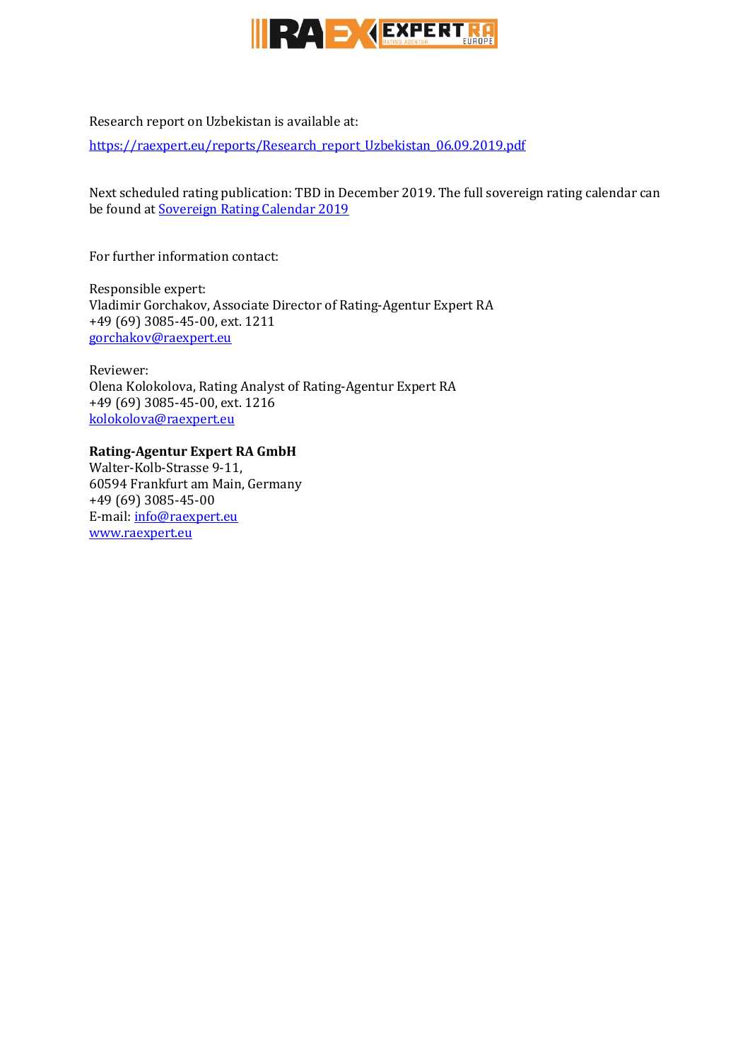Research report on Uzbekistan is available at:

https://raexpert.eu/reports/Research_report_Uzbekistan_06.09.2019.pdf

Next scheduled rating publication: TBD in December 2019. The full sovereign rating calendar can be found at Sovereign Rating Calendar 2019

For further information contact:

Responsible expert:
Vladimir Gorchakov, Associate Director of Rating-Agentur Expert RA
+49 (69) 3085-45-00, ext. 1211
gorchakov@raexpert.eu

Reviewer:
Olena Kolokolova, Rating Analyst of Rating-Agentur Expert RA
+49 (69) 3085-45-00, ext. 1216
kolokolova@raexpert.eu

**Rating-Agentur Expert RA GmbH**
Walter-Kolb-Strasse 9-11,
60594 Frankfurt am Main, Germany
+49 (69) 3085-45-00
E-mail: info@raexpert.eu
www.raexpert.eu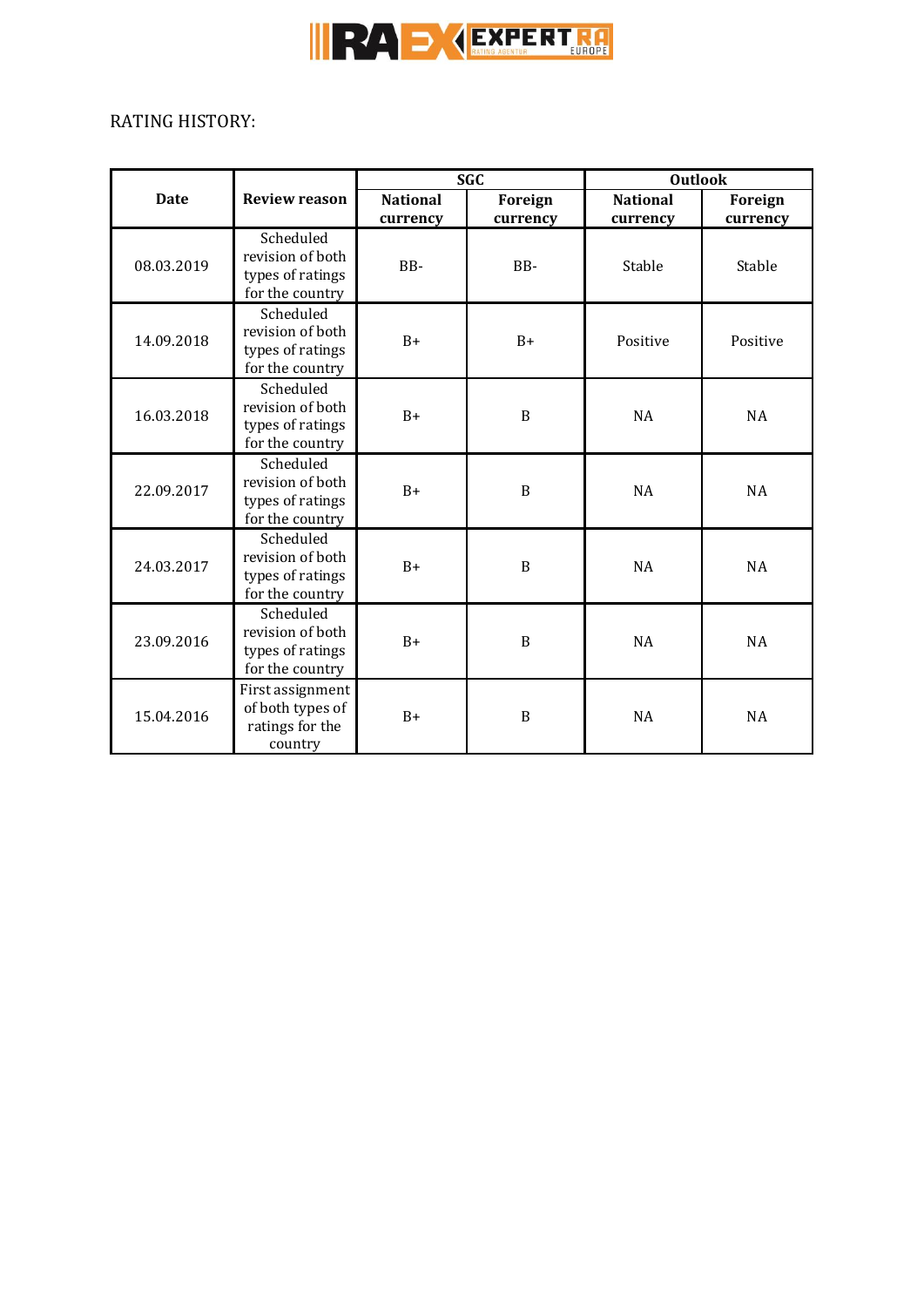RATING HISTORY:

| Date | Review reason | SGC | | Outlook | |
|---|---|---|---|---|---|
| | | National currency | Foreign currency | National currency | Foreign currency |
| 08.03.2019 | Scheduled revision of both types of ratings for the country | BB- | BB- | Stable | Stable |
| 14.09.2018 | Scheduled revision of both types of ratings for the country | B+ | B+ | Positive | Positive |
| 16.03.2018 | Scheduled revision of both types of ratings for the country | B+ | B | NA | NA |
| 22.09.2017 | Scheduled revision of both types of ratings for the country | B+ | B | NA | NA |
| 24.03.2017 | Scheduled revision of both types of ratings for the country | B+ | B | NA | NA |
| 23.09.2016 | Scheduled revision of both types of ratings for the country | B+ | B | NA | NA |
| 15.04.2016 | First assignment of both types of ratings for the country | B+ | B | NA | NA |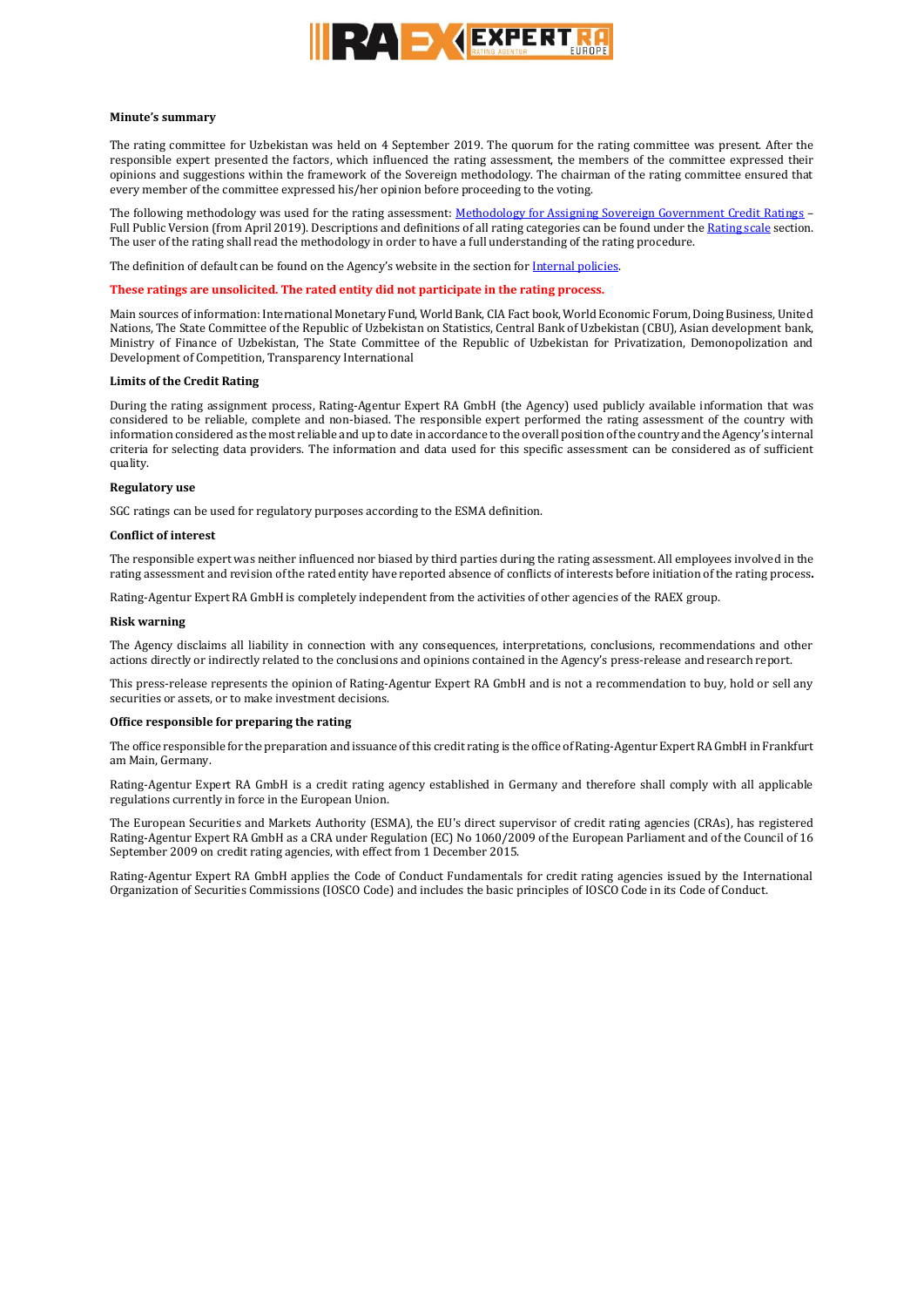**Minute's summary**

The rating committee for Uzbekistan was held on 4 September 2019. The quorum for the rating committee was present. After the responsible expert presented the factors, which influenced the rating assessment, the members of the committee expressed their opinions and suggestions within the framework of the Sovereign methodology. The chairman of the rating committee ensured that every member of the committee expressed his/her opinion before proceeding to the voting.

The following methodology was used for the rating assessment: Methodology for Assigning Sovereign Government Credit Ratings – Full Public Version (from April 2019). Descriptions and definitions of all rating categories can be found under the Rating scale section. The user of the rating shall read the methodology in order to have a full understanding of the rating procedure.

The definition of default can be found on the Agency's website in the section for Internal policies.

**These ratings are unsolicited. The rated entity did not participate in the rating process.**

Main sources of information: International Monetary Fund, World Bank, CIA Fact book, World Economic Forum, Doing Business, United Nations, The State Committee of the Republic of Uzbekistan on Statistics, Central Bank of Uzbekistan (CBU), Asian development bank, Ministry of Finance of Uzbekistan, The State Committee of the Republic of Uzbekistan for Privatization, Demonopolization and Development of Competition, Transparency International

**Limits of the Credit Rating**

During the rating assignment process, Rating-Agentur Expert RA GmbH (the Agency) used publicly available information that was considered to be reliable, complete and non-biased. The responsible expert performed the rating assessment of the country with information considered as the most reliable and up to date in accordance to the overall position of the country and the Agency's internal criteria for selecting data providers. The information and data used for this specific assessment can be considered as of sufficient quality.

**Regulatory use**

SGC ratings can be used for regulatory purposes according to the ESMA definition.

**Conflict of interest**

The responsible expert was neither influenced nor biased by third parties during the rating assessment. All employees involved in the rating assessment and revision of the rated entity have reported absence of conflicts of interests before initiation of the rating process**.**

Rating-Agentur Expert RA GmbH is completely independent from the activities of other agencies of the RAEX group.

**Risk warning**

The Agency disclaims all liability in connection with any consequences, interpretations, conclusions, recommendations and other actions directly or indirectly related to the conclusions and opinions contained in the Agency's press-release and research report.

This press-release represents the opinion of Rating-Agentur Expert RA GmbH and is not a recommendation to buy, hold or sell any securities or assets, or to make investment decisions.

**Office responsible for preparing the rating**

The office responsible for the preparation and issuance of this credit rating is the office of Rating-Agentur Expert RA GmbH in Frankfurt am Main, Germany.

Rating-Agentur Expert RA GmbH is a credit rating agency established in Germany and therefore shall comply with all applicable regulations currently in force in the European Union.

The European Securities and Markets Authority (ESMA), the EU's direct supervisor of credit rating agencies (CRAs), has registered Rating-Agentur Expert RA GmbH as a CRA under Regulation (EC) No 1060/2009 of the European Parliament and of the Council of 16 September 2009 on credit rating agencies, with effect from 1 December 2015.

Rating-Agentur Expert RA GmbH applies the Code of Conduct Fundamentals for credit rating agencies issued by the International Organization of Securities Commissions (IOSCO Code) and includes the basic principles of IOSCO Code in its Code of Conduct.